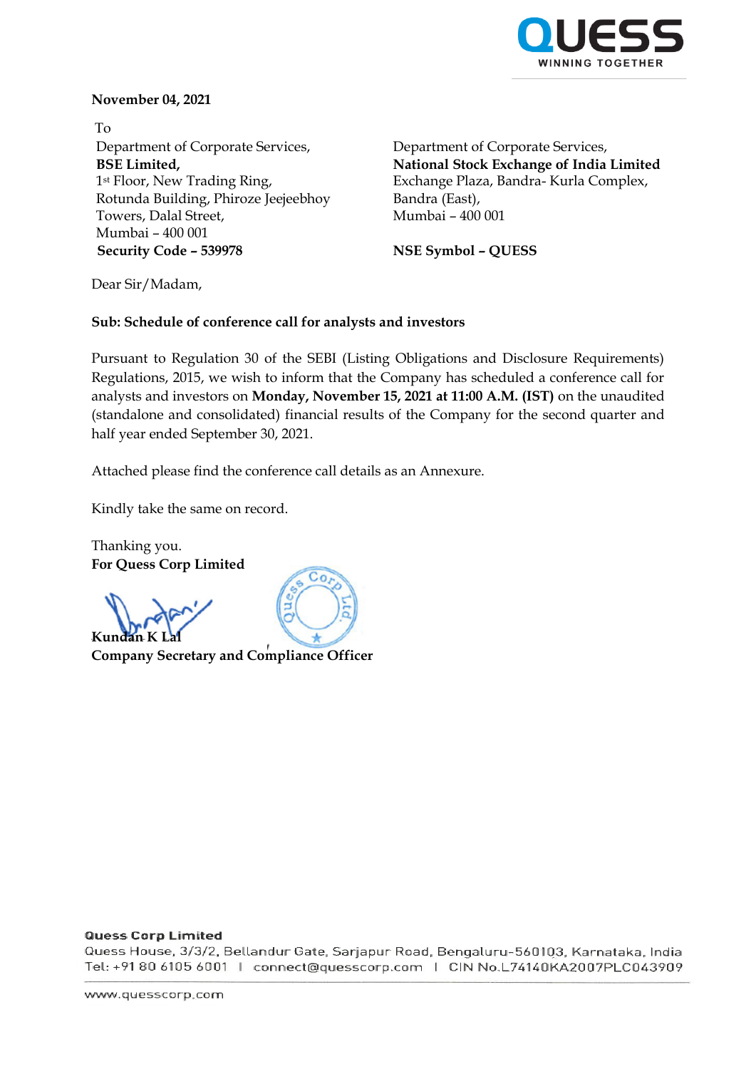November 04, 2021

To

Department of Corporate Services,
**BSE Limited,**
1st Floor, New Trading Ring,
Rotunda Building, Phiroze Jeejeebhoy
Towers, Dalal Street,
Mumbai – 400 001
**Security Code – 539978**

Department of Corporate Services,
**National Stock Exchange of India Limited**
Exchange Plaza, Bandra- Kurla Complex,
Bandra (East),
Mumbai – 400 001

**NSE Symbol – QUESS**

Dear Sir/Madam,

**Sub: Schedule of conference call for analysts and investors**

Pursuant to Regulation 30 of the SEBI (Listing Obligations and Disclosure Requirements) Regulations, 2015, we wish to inform that the Company has scheduled a conference call for analysts and investors on **Monday, November 15, 2021 at 11:00 A.M. (IST)** on the unaudited (standalone and consolidated) financial results of the Company for the second quarter and half year ended September 30, 2021.

Attached please find the conference call details as an Annexure.

Kindly take the same on record.

Thanking you.
**For Quess Corp Limited**

**Kundan K Lal**
**Company Secretary and Compliance Officer**

**Quess Corp Limited**
Quess House, 3/3/2, Bellandur Gate, Sarjapur Road, Bengaluru-560103, Karnataka, India
Tel: +91 80 6105 6001 | connect@quesscorp.com | CIN No.L74140KA2007PLC043909

www.quesscorp.com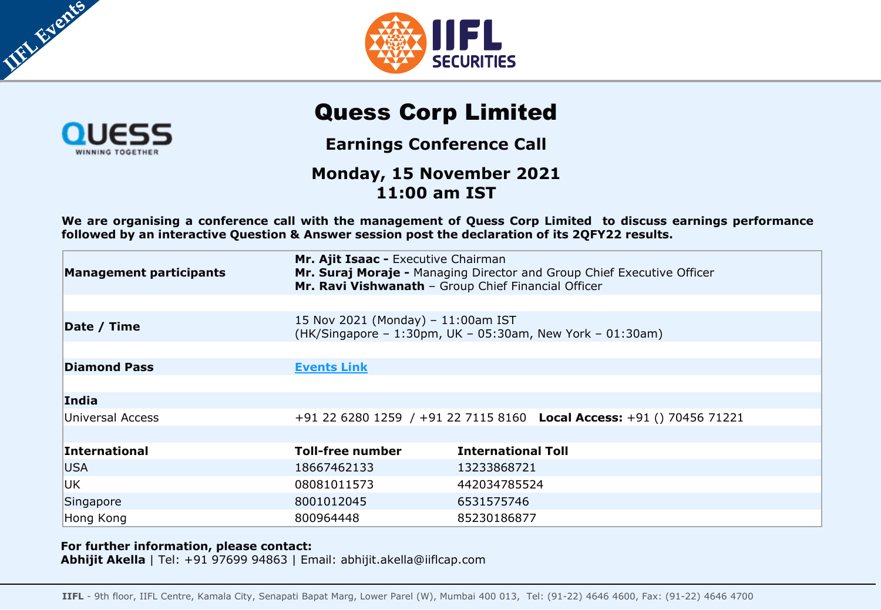# Quess Corp Limited

## Earnings Conference Call

### Monday, 15 November 2021
### 11:00 am IST

**We are organising a conference call with the management of Quess Corp Limited to discuss earnings performance followed by an interactive Question & Answer session post the declaration of its 2QFY22 results.**

| | | |
|---|---|---|
| **Management participants** | **Mr. Ajit Isaac -** Executive Chairman<br>**Mr. Suraj Moraje -** Managing Director and Group Chief Executive Officer<br>**Mr. Ravi Vishwanath** – Group Chief Financial Officer | |
| | | |
| **Date / Time** | 15 Nov 2021 (Monday) – 11:00am IST<br>(HK/Singapore – 1:30pm, UK – 05:30am, New York – 01:30am) | |
| | | |
| **Diamond Pass** | **Events Link** | |
| | | |
| **India** | | |
| Universal Access | +91 22 6280 1259 / +91 22 7115 8160 **Local Access:** +91 () 70456 71221 | |
| | | |
| **International** | **Toll-free number** | **International Toll** |
| USA | 18667462133 | 13233868721 |
| UK | 08081011573 | 442034785524 |
| Singapore | 8001012045 | 6531575746 |
| Hong Kong | 800964448 | 85230186877 |

**For further information, please contact:**
**Abhijit Akella** | Tel: +91 97699 94863 | Email: abhijit.akella@iiflcap.com

**IIFL** - 9th floor, IIFL Centre, Kamala City, Senapati Bapat Marg, Lower Parel (W), Mumbai 400 013, Tel: (91-22) 4646 4600, Fax: (91-22) 4646 4700